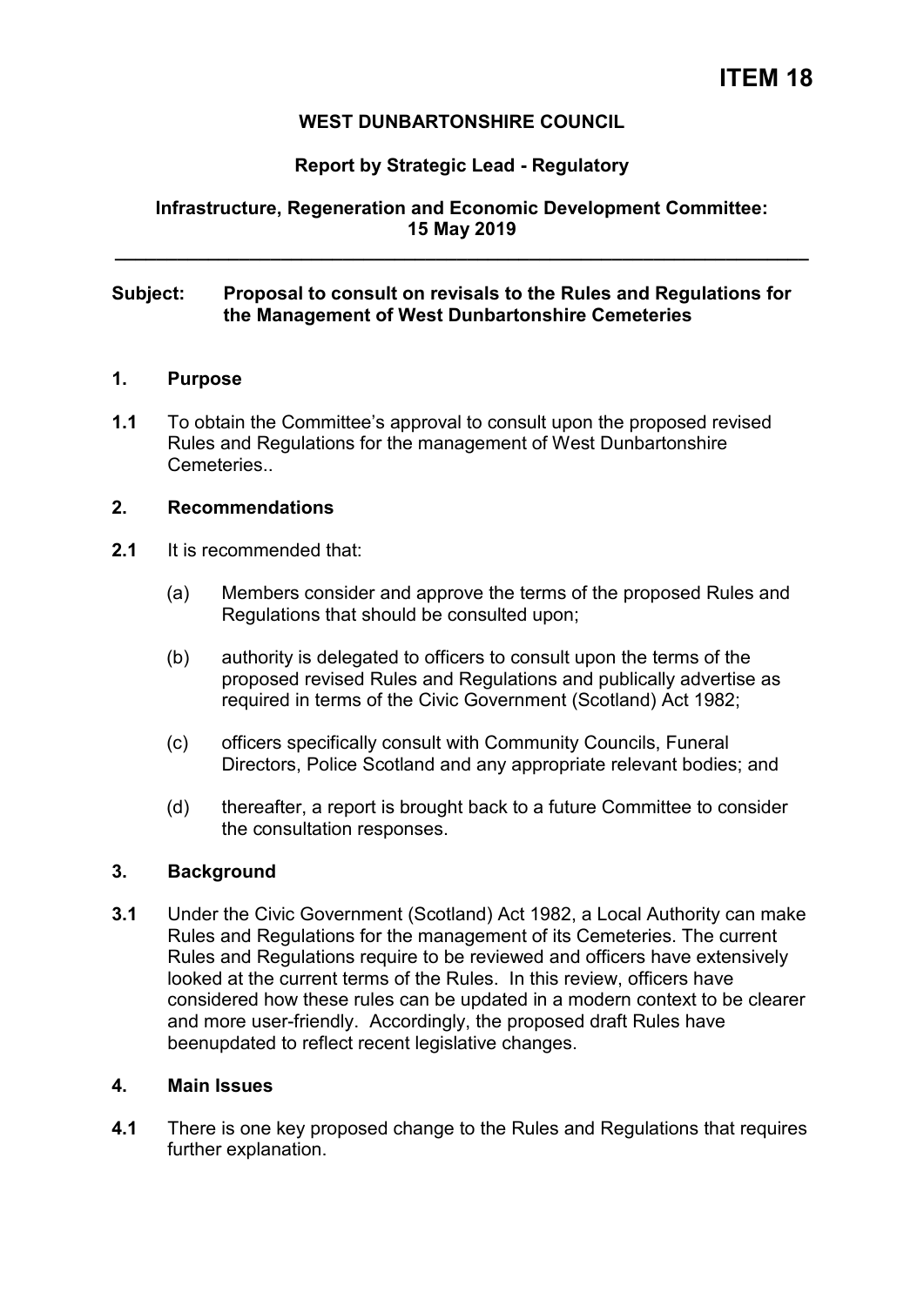# ITEM 18

**WEST DUNBARTONSHIRE COUNCIL**

**Report by Strategic Lead - Regulatory**

**Infrastructure, Regeneration and Economic Development Committee: 15 May 2019**

---

**Subject: Proposal to consult on revisals to the Rules and Regulations for the Management of West Dunbartonshire Cemeteries**

## 1. Purpose

**1.1** To obtain the Committee's approval to consult upon the proposed revised Rules and Regulations for the management of West Dunbartonshire Cemeteries..

## 2. Recommendations

**2.1** It is recommended that:

(a) Members consider and approve the terms of the proposed Rules and Regulations that should be consulted upon;

(b) authority is delegated to officers to consult upon the terms of the proposed revised Rules and Regulations and publically advertise as required in terms of the Civic Government (Scotland) Act 1982;

(c) officers specifically consult with Community Councils, Funeral Directors, Police Scotland and any appropriate relevant bodies; and

(d) thereafter, a report is brought back to a future Committee to consider the consultation responses.

## 3. Background

**3.1** Under the Civic Government (Scotland) Act 1982, a Local Authority can make Rules and Regulations for the management of its Cemeteries. The current Rules and Regulations require to be reviewed and officers have extensively looked at the current terms of the Rules. In this review, officers have considered how these rules can be updated in a modern context to be clearer and more user-friendly. Accordingly, the proposed draft Rules have beenupdated to reflect recent legislative changes.

## 4. Main Issues

**4.1** There is one key proposed change to the Rules and Regulations that requires further explanation.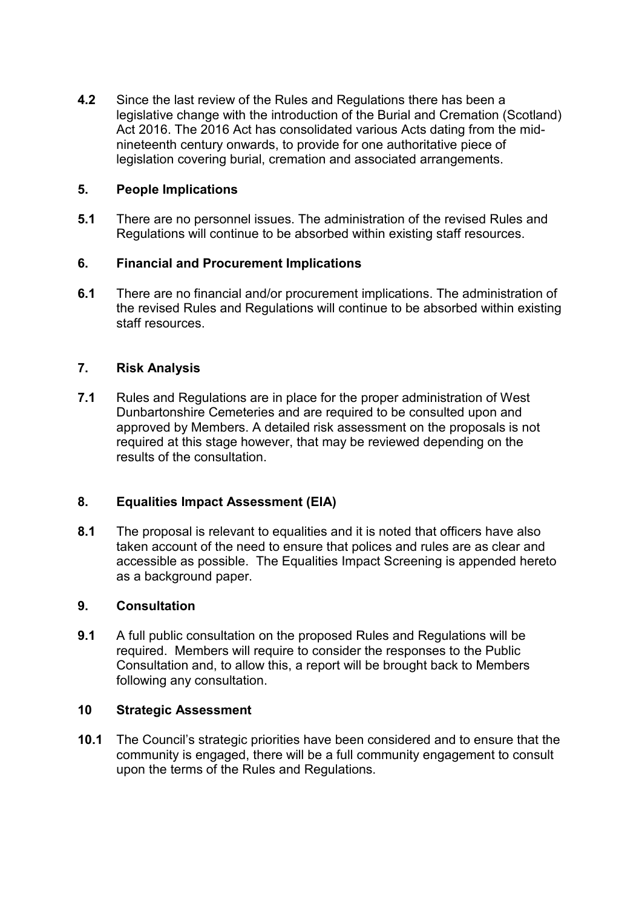**4.2** Since the last review of the Rules and Regulations there has been a legislative change with the introduction of the Burial and Cremation (Scotland) Act 2016. The 2016 Act has consolidated various Acts dating from the mid-nineteenth century onwards, to provide for one authoritative piece of legislation covering burial, cremation and associated arrangements.

## 5. People Implications

**5.1** There are no personnel issues. The administration of the revised Rules and Regulations will continue to be absorbed within existing staff resources.

## 6. Financial and Procurement Implications

**6.1** There are no financial and/or procurement implications. The administration of the revised Rules and Regulations will continue to be absorbed within existing staff resources.

## 7. Risk Analysis

**7.1** Rules and Regulations are in place for the proper administration of West Dunbartonshire Cemeteries and are required to be consulted upon and approved by Members. A detailed risk assessment on the proposals is not required at this stage however, that may be reviewed depending on the results of the consultation.

## 8. Equalities Impact Assessment (EIA)

**8.1** The proposal is relevant to equalities and it is noted that officers have also taken account of the need to ensure that polices and rules are as clear and accessible as possible. The Equalities Impact Screening is appended hereto as a background paper.

## 9. Consultation

**9.1** A full public consultation on the proposed Rules and Regulations will be required. Members will require to consider the responses to the Public Consultation and, to allow this, a report will be brought back to Members following any consultation.

## 10 Strategic Assessment

**10.1** The Council's strategic priorities have been considered and to ensure that the community is engaged, there will be a full community engagement to consult upon the terms of the Rules and Regulations.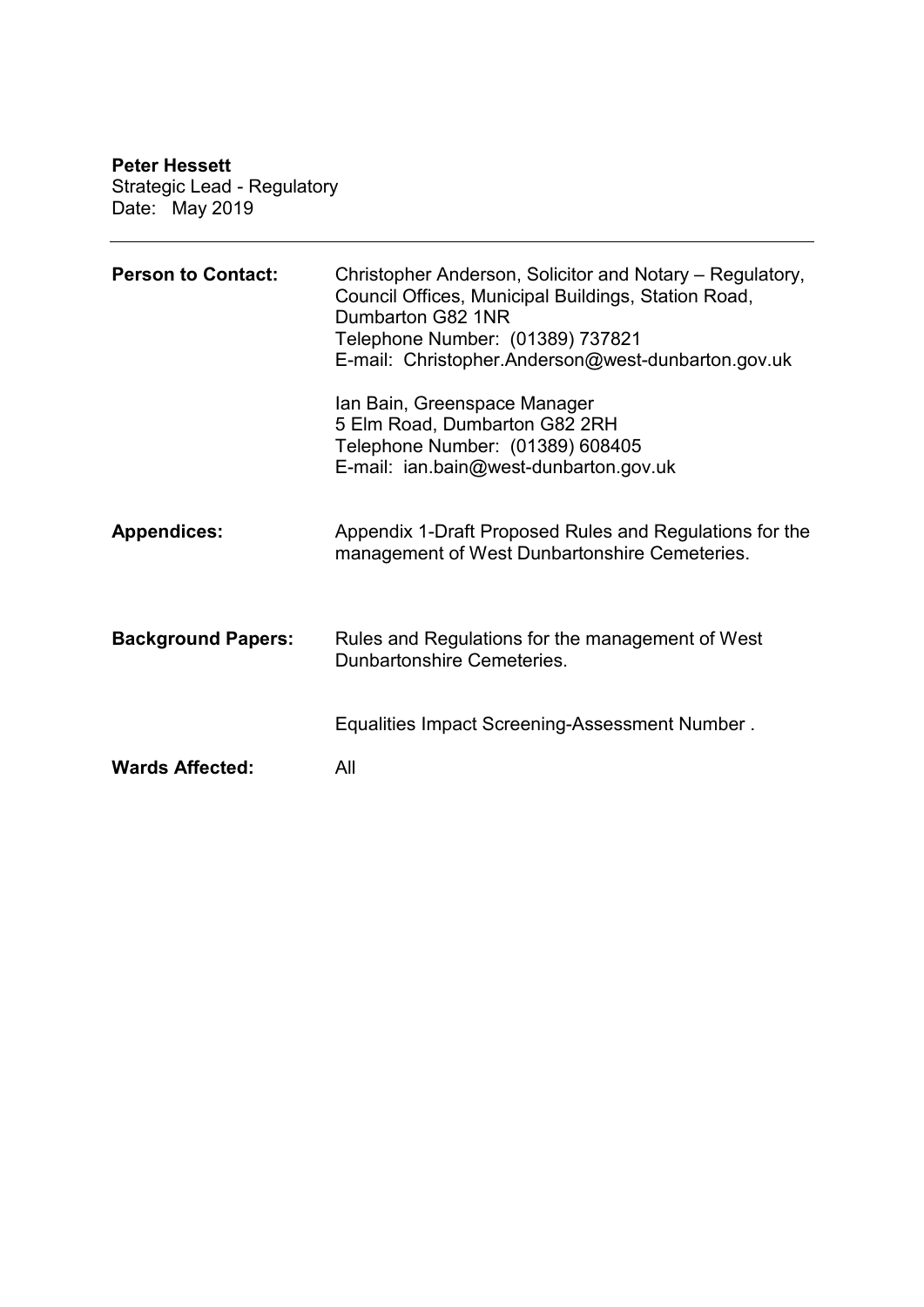**Peter Hessett**
Strategic Lead - Regulatory
Date: May 2019

---

| | |
|---|---|
| **Person to Contact:** | Christopher Anderson, Solicitor and Notary – Regulatory, Council Offices, Municipal Buildings, Station Road, Dumbarton G82 1NR<br>Telephone Number: (01389) 737821<br>E-mail: Christopher.Anderson@west-dunbarton.gov.uk<br><br>Ian Bain, Greenspace Manager<br>5 Elm Road, Dumbarton G82 2RH<br>Telephone Number: (01389) 608405<br>E-mail: ian.bain@west-dunbarton.gov.uk |
| **Appendices:** | Appendix 1-Draft Proposed Rules and Regulations for the management of West Dunbartonshire Cemeteries. |
| **Background Papers:** | Rules and Regulations for the management of West Dunbartonshire Cemeteries.<br><br>Equalities Impact Screening-Assessment Number . |
| **Wards Affected:** | All |